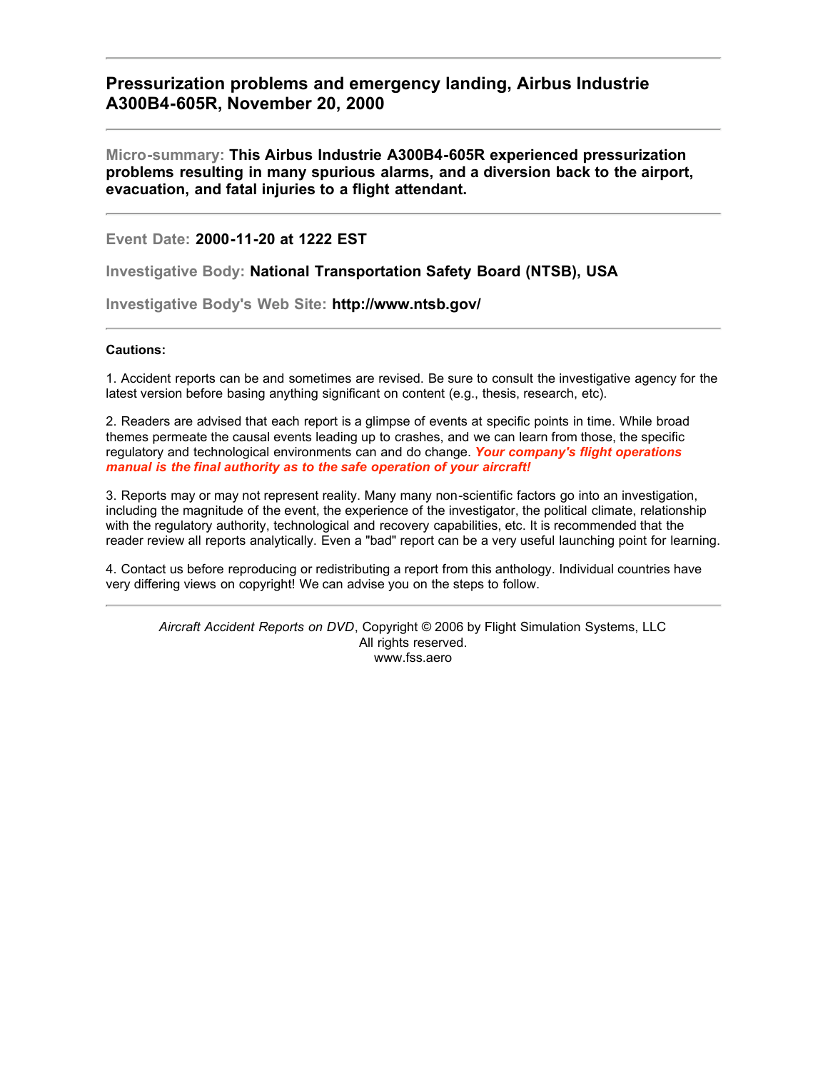## Pressurization problems and emergency landing, Airbus Industrie A300B4-605R, November 20, 2000

**Micro-summary: This Airbus Industrie A300B4-605R experienced pressurization problems resulting in many spurious alarms, and a diversion back to the airport, evacuation, and fatal injuries to a flight attendant.**

**Event Date: 2000-11-20 at 1222 EST**

**Investigative Body: National Transportation Safety Board (NTSB), USA**

**Investigative Body's Web Site: http://www.ntsb.gov/**

**Cautions:**

1. Accident reports can be and sometimes are revised. Be sure to consult the investigative agency for the latest version before basing anything significant on content (e.g., thesis, research, etc).

2. Readers are advised that each report is a glimpse of events at specific points in time. While broad themes permeate the causal events leading up to crashes, and we can learn from those, the specific regulatory and technological environments can and do change. ***Your company's flight operations manual is the final authority as to the safe operation of your aircraft!***

3. Reports may or may not represent reality. Many many non-scientific factors go into an investigation, including the magnitude of the event, the experience of the investigator, the political climate, relationship with the regulatory authority, technological and recovery capabilities, etc. It is recommended that the reader review all reports analytically. Even a "bad" report can be a very useful launching point for learning.

4. Contact us before reproducing or redistributing a report from this anthology. Individual countries have very differing views on copyright! We can advise you on the steps to follow.

*Aircraft Accident Reports on DVD*, Copyright © 2006 by Flight Simulation Systems, LLC
All rights reserved.
www.fss.aero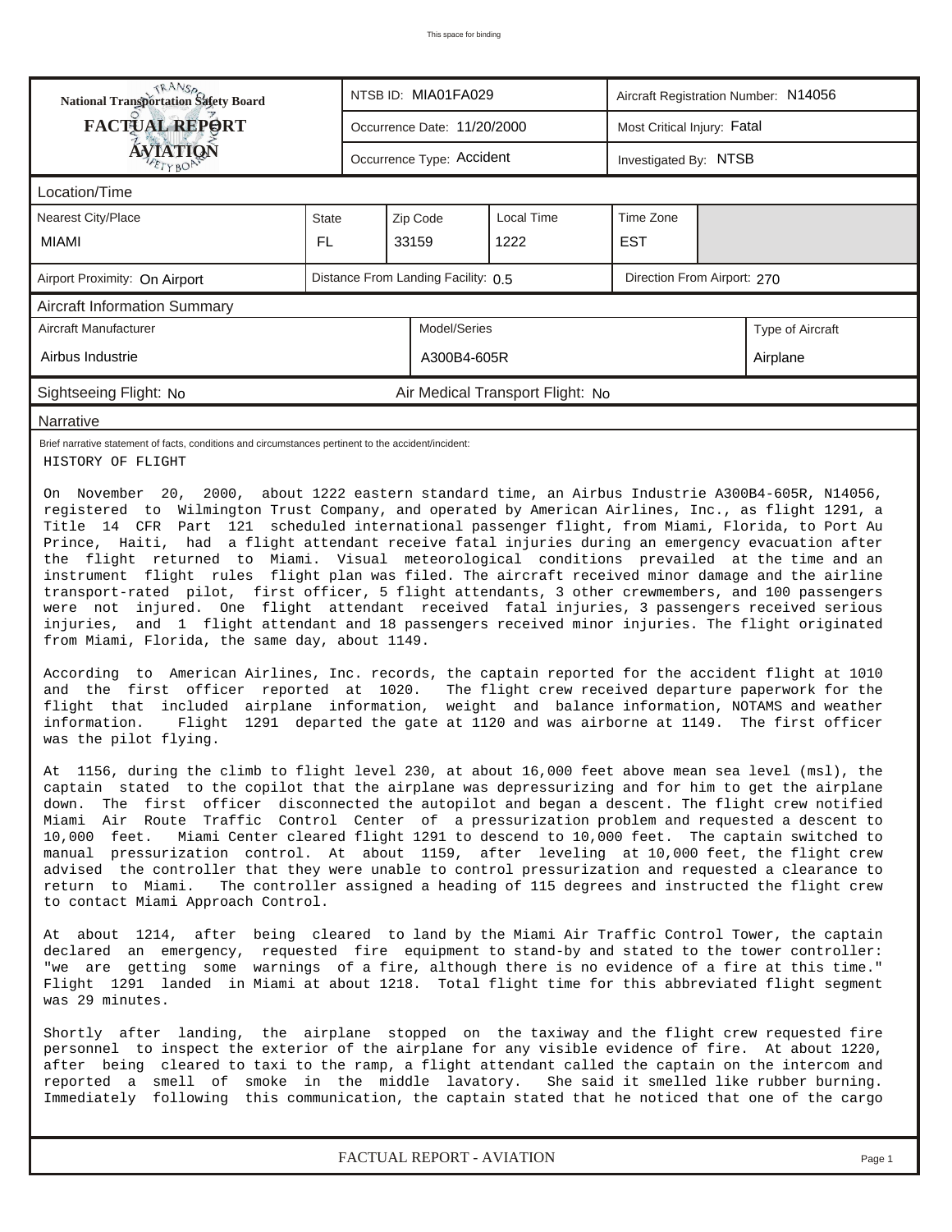"This space for binding" omitted? It's a header-like text; omit.

| National Transportation Safety Board FACTUAL REPORT AVIATION | NTSB ID: MIA01FA029 | Aircraft Registration Number: N14056 |
|---|---|---|
| | Occurrence Date: 11/20/2000 | Most Critical Injury: Fatal |
| | Occurrence Type: Accident | Investigated By: NTSB |

**Location/Time**

| Nearest City/Place | State | Zip Code | Local Time | Time Zone |
|---|---|---|---|---|
| MIAMI | FL | 33159 | 1222 | EST |

| Airport Proximity: On Airport | Distance From Landing Facility: 0.5 | Direction From Airport: 270 |
|---|---|---|

**Aircraft Information Summary**

| Aircraft Manufacturer | Model/Series | Type of Aircraft |
|---|---|---|
| Airbus Industrie | A300B4-605R | Airplane |

| Sightseeing Flight: No | Air Medical Transport Flight: No |
|---|---|

**Narrative**

Brief narrative statement of facts, conditions and circumstances pertinent to the accident/incident:

HISTORY OF FLIGHT

On November 20, 2000, about 1222 eastern standard time, an Airbus Industrie A300B4-605R, N14056, registered to Wilmington Trust Company, and operated by American Airlines, Inc., as flight 1291, a Title 14 CFR Part 121 scheduled international passenger flight, from Miami, Florida, to Port Au Prince, Haiti, had a flight attendant receive fatal injuries during an emergency evacuation after the flight returned to Miami. Visual meteorological conditions prevailed at the time and an instrument flight rules flight plan was filed. The aircraft received minor damage and the airline transport-rated pilot, first officer, 5 flight attendants, 3 other crewmembers, and 100 passengers were not injured. One flight attendant received fatal injuries, 3 passengers received serious injuries, and 1 flight attendant and 18 passengers received minor injuries. The flight originated from Miami, Florida, the same day, about 1149.

According to American Airlines, Inc. records, the captain reported for the accident flight at 1010 and the first officer reported at 1020. The flight crew received departure paperwork for the flight that included airplane information, weight and balance information, NOTAMS and weather information. Flight 1291 departed the gate at 1120 and was airborne at 1149. The first officer was the pilot flying.

At 1156, during the climb to flight level 230, at about 16,000 feet above mean sea level (msl), the captain stated to the copilot that the airplane was depressurizing and for him to get the airplane down. The first officer disconnected the autopilot and began a descent. The flight crew notified Miami Air Route Traffic Control Center of a pressurization problem and requested a descent to 10,000 feet. Miami Center cleared flight 1291 to descend to 10,000 feet. The captain switched to manual pressurization control. At about 1159, after leveling at 10,000 feet, the flight crew advised the controller that they were unable to control pressurization and requested a clearance to return to Miami. The controller assigned a heading of 115 degrees and instructed the flight crew to contact Miami Approach Control.

At about 1214, after being cleared to land by the Miami Air Traffic Control Tower, the captain declared an emergency, requested fire equipment to stand-by and stated to the tower controller: "we are getting some warnings of a fire, although there is no evidence of a fire at this time." Flight 1291 landed in Miami at about 1218. Total flight time for this abbreviated flight segment was 29 minutes.

Shortly after landing, the airplane stopped on the taxiway and the flight crew requested fire personnel to inspect the exterior of the airplane for any visible evidence of fire. At about 1220, after being cleared to taxi to the ramp, a flight attendant called the captain on the intercom and reported a smell of smoke in the middle lavatory. She said it smelled like rubber burning. Immediately following this communication, the captain stated that he noticed that one of the cargo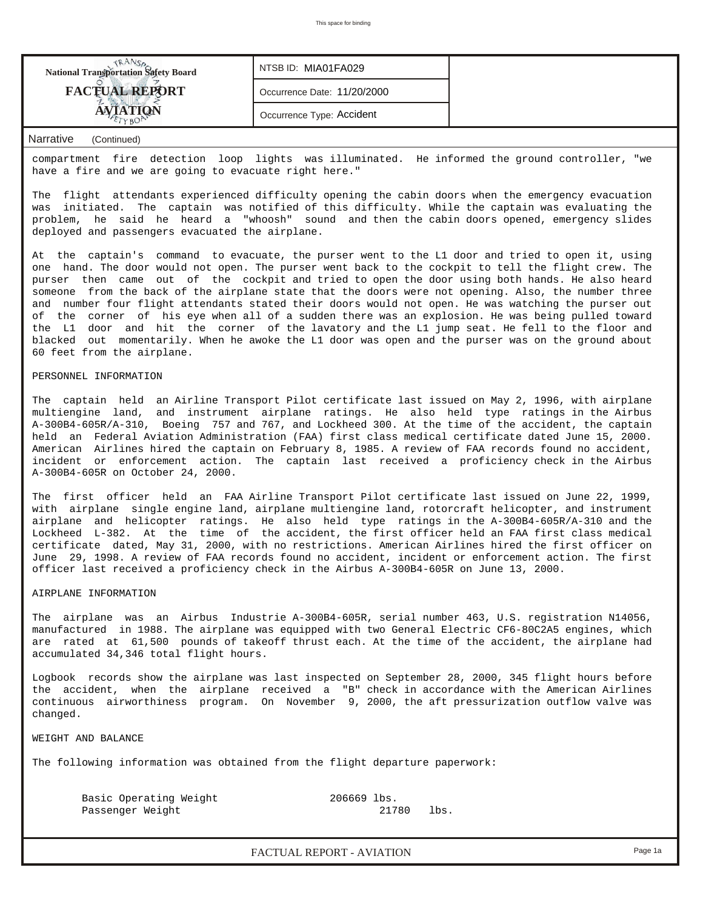| National Transportation Safety Board FACTUAL REPORT AVIATION | NTSB ID: MIA01FA029 |
|---|---|
| | Occurrence Date: 11/20/2000 |
| | Occurrence Type: Accident |

Narrative (Continued)

compartment fire detection loop lights was illuminated. He informed the ground controller, "we have a fire and we are going to evacuate right here."

The flight attendants experienced difficulty opening the cabin doors when the emergency evacuation was initiated. The captain was notified of this difficulty. While the captain was evaluating the problem, he said he heard a "whoosh" sound and then the cabin doors opened, emergency slides deployed and passengers evacuated the airplane.

At the captain's command to evacuate, the purser went to the L1 door and tried to open it, using one hand. The door would not open. The purser went back to the cockpit to tell the flight crew. The purser then came out of the cockpit and tried to open the door using both hands. He also heard someone from the back of the airplane state that the doors were not opening. Also, the number three and number four flight attendants stated their doors would not open. He was watching the purser out of the corner of his eye when all of a sudden there was an explosion. He was being pulled toward the L1 door and hit the corner of the lavatory and the L1 jump seat. He fell to the floor and blacked out momentarily. When he awoke the L1 door was open and the purser was on the ground about 60 feet from the airplane.

PERSONNEL INFORMATION

The captain held an Airline Transport Pilot certificate last issued on May 2, 1996, with airplane multiengine land, and instrument airplane ratings. He also held type ratings in the Airbus A-300B4-605R/A-310, Boeing 757 and 767, and Lockheed 300. At the time of the accident, the captain held an Federal Aviation Administration (FAA) first class medical certificate dated June 15, 2000. American Airlines hired the captain on February 8, 1985. A review of FAA records found no accident, incident or enforcement action. The captain last received a proficiency check in the Airbus A-300B4-605R on October 24, 2000.

The first officer held an FAA Airline Transport Pilot certificate last issued on June 22, 1999, with airplane single engine land, airplane multiengine land, rotorcraft helicopter, and instrument airplane and helicopter ratings. He also held type ratings in the A-300B4-605R/A-310 and the Lockheed L-382. At the time of the accident, the first officer held an FAA first class medical certificate dated, May 31, 2000, with no restrictions. American Airlines hired the first officer on June 29, 1998. A review of FAA records found no accident, incident or enforcement action. The first officer last received a proficiency check in the Airbus A-300B4-605R on June 13, 2000.

AIRPLANE INFORMATION

The airplane was an Airbus Industrie A-300B4-605R, serial number 463, U.S. registration N14056, manufactured in 1988. The airplane was equipped with two General Electric CF6-80C2A5 engines, which are rated at 61,500 pounds of takeoff thrust each. At the time of the accident, the airplane had accumulated 34,346 total flight hours.

Logbook records show the airplane was last inspected on September 28, 2000, 345 flight hours before the accident, when the airplane received a "B" check in accordance with the American Airlines continuous airworthiness program. On November 9, 2000, the aft pressurization outflow valve was changed.

WEIGHT AND BALANCE

The following information was obtained from the flight departure paperwork:

| | |
|---|---|
| Basic Operating Weight | 206669 lbs. |
| Passenger Weight | 21780 lbs. |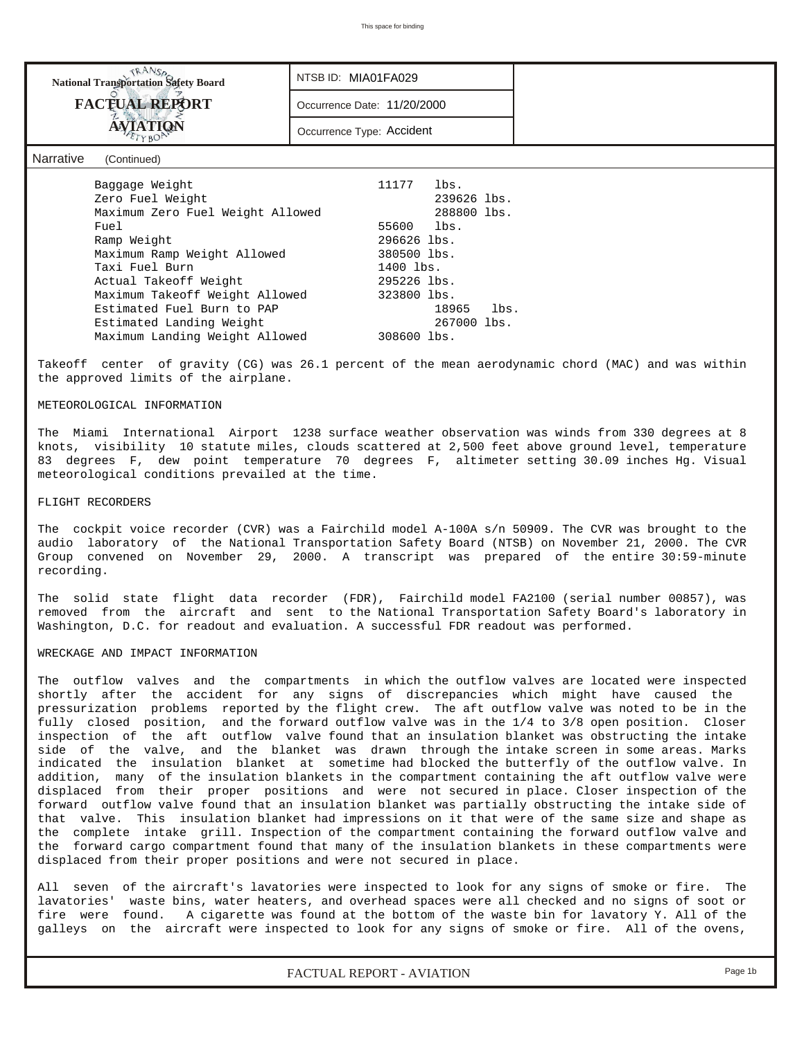NTSB ID: MIA01FA029

Occurrence Date: 11/20/2000

Occurrence Type: Accident

Narrative (Continued)

| | |
|---|---|
| Baggage Weight | 11177 lbs. |
| Zero Fuel Weight | 239626 lbs. |
| Maximum Zero Fuel Weight Allowed | 288800 lbs. |
| Fuel | 55600 lbs. |
| Ramp Weight | 296626 lbs. |
| Maximum Ramp Weight Allowed | 380500 lbs. |
| Taxi Fuel Burn | 1400 lbs. |
| Actual Takeoff Weight | 295226 lbs. |
| Maximum Takeoff Weight Allowed | 323800 lbs. |
| Estimated Fuel Burn to PAP | 18965 lbs. |
| Estimated Landing Weight | 267000 lbs. |
| Maximum Landing Weight Allowed | 308600 lbs. |

Takeoff center of gravity (CG) was 26.1 percent of the mean aerodynamic chord (MAC) and was within the approved limits of the airplane.

METEOROLOGICAL INFORMATION

The Miami International Airport 1238 surface weather observation was winds from 330 degrees at 8 knots, visibility 10 statute miles, clouds scattered at 2,500 feet above ground level, temperature 83 degrees F, dew point temperature 70 degrees F, altimeter setting 30.09 inches Hg. Visual meteorological conditions prevailed at the time.

FLIGHT RECORDERS

The cockpit voice recorder (CVR) was a Fairchild model A-100A s/n 50909. The CVR was brought to the audio laboratory of the National Transportation Safety Board (NTSB) on November 21, 2000. The CVR Group convened on November 29, 2000. A transcript was prepared of the entire 30:59-minute recording.

The solid state flight data recorder (FDR), Fairchild model FA2100 (serial number 00857), was removed from the aircraft and sent to the National Transportation Safety Board's laboratory in Washington, D.C. for readout and evaluation. A successful FDR readout was performed.

WRECKAGE AND IMPACT INFORMATION

The outflow valves and the compartments in which the outflow valves are located were inspected shortly after the accident for any signs of discrepancies which might have caused the pressurization problems reported by the flight crew. The aft outflow valve was noted to be in the fully closed position, and the forward outflow valve was in the 1/4 to 3/8 open position. Closer inspection of the aft outflow valve found that an insulation blanket was obstructing the intake side of the valve, and the blanket was drawn through the intake screen in some areas. Marks indicated the insulation blanket at sometime had blocked the butterfly of the outflow valve. In addition, many of the insulation blankets in the compartment containing the aft outflow valve were displaced from their proper positions and were not secured in place. Closer inspection of the forward outflow valve found that an insulation blanket was partially obstructing the intake side of that valve. This insulation blanket had impressions on it that were of the same size and shape as the complete intake grill. Inspection of the compartment containing the forward outflow valve and the forward cargo compartment found that many of the insulation blankets in these compartments were displaced from their proper positions and were not secured in place.

All seven of the aircraft's lavatories were inspected to look for any signs of smoke or fire. The lavatories' waste bins, water heaters, and overhead spaces were all checked and no signs of soot or fire were found. A cigarette was found at the bottom of the waste bin for lavatory Y. All of the galleys on the aircraft were inspected to look for any signs of smoke or fire. All of the ovens,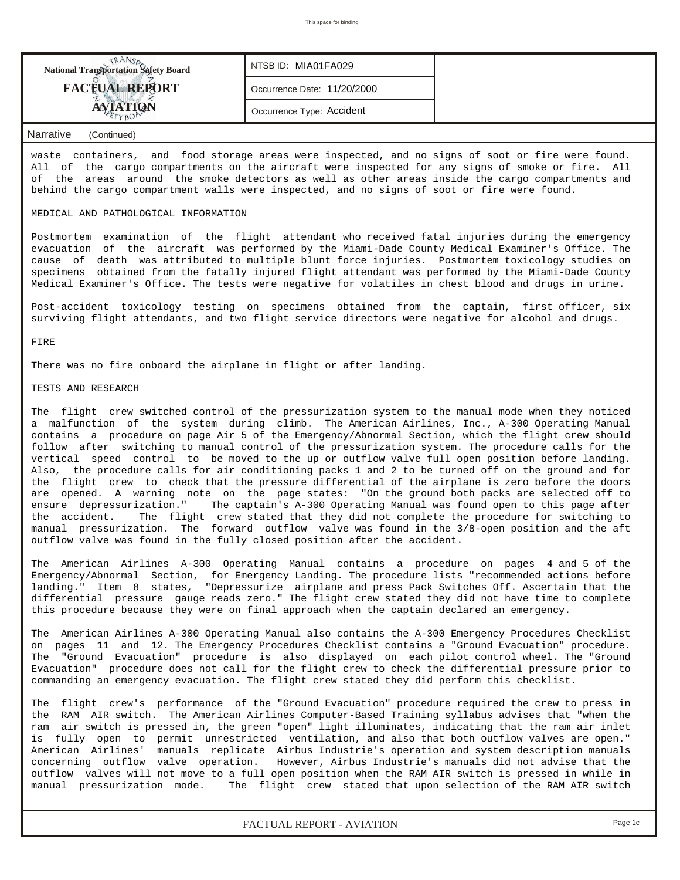National Transportation Safety Board
**FACTUAL REPORT**
**AVIATION**

NTSB ID: MIA01FA029

Occurrence Date: 11/20/2000

Occurrence Type: Accident

Narrative (Continued)

waste containers, and food storage areas were inspected, and no signs of soot or fire were found. All of the cargo compartments on the aircraft were inspected for any signs of smoke or fire. All of the areas around the smoke detectors as well as other areas inside the cargo compartments and behind the cargo compartment walls were inspected, and no signs of soot or fire were found.

MEDICAL AND PATHOLOGICAL INFORMATION

Postmortem examination of the flight attendant who received fatal injuries during the emergency evacuation of the aircraft was performed by the Miami-Dade County Medical Examiner's Office. The cause of death was attributed to multiple blunt force injuries. Postmortem toxicology studies on specimens obtained from the fatally injured flight attendant was performed by the Miami-Dade County Medical Examiner's Office. The tests were negative for volatiles in chest blood and drugs in urine.

Post-accident toxicology testing on specimens obtained from the captain, first officer, six surviving flight attendants, and two flight service directors were negative for alcohol and drugs.

FIRE

There was no fire onboard the airplane in flight or after landing.

TESTS AND RESEARCH

The flight crew switched control of the pressurization system to the manual mode when they noticed a malfunction of the system during climb. The American Airlines, Inc., A-300 Operating Manual contains a procedure on page Air 5 of the Emergency/Abnormal Section, which the flight crew should follow after switching to manual control of the pressurization system. The procedure calls for the vertical speed control to be moved to the up or outflow valve full open position before landing. Also, the procedure calls for air conditioning packs 1 and 2 to be turned off on the ground and for the flight crew to check that the pressure differential of the airplane is zero before the doors are opened. A warning note on the page states: "On the ground both packs are selected off to ensure depressurization." The captain's A-300 Operating Manual was found open to this page after the accident. The flight crew stated that they did not complete the procedure for switching to manual pressurization. The forward outflow valve was found in the 3/8-open position and the aft outflow valve was found in the fully closed position after the accident.

The American Airlines A-300 Operating Manual contains a procedure on pages 4 and 5 of the Emergency/Abnormal Section, for Emergency Landing. The procedure lists "recommended actions before landing." Item 8 states, "Depressurize airplane and press Pack Switches Off. Ascertain that the differential pressure gauge reads zero." The flight crew stated they did not have time to complete this procedure because they were on final approach when the captain declared an emergency.

The American Airlines A-300 Operating Manual also contains the A-300 Emergency Procedures Checklist on pages 11 and 12. The Emergency Procedures Checklist contains a "Ground Evacuation" procedure. The "Ground Evacuation" procedure is also displayed on each pilot control wheel. The "Ground Evacuation" procedure does not call for the flight crew to check the differential pressure prior to commanding an emergency evacuation. The flight crew stated they did perform this checklist.

The flight crew's performance of the "Ground Evacuation" procedure required the crew to press in the RAM AIR switch. The American Airlines Computer-Based Training syllabus advises that "when the ram air switch is pressed in, the green "open" light illuminates, indicating that the ram air inlet is fully open to permit unrestricted ventilation, and also that both outflow valves are open." American Airlines' manuals replicate Airbus Industrie's operation and system description manuals concerning outflow valve operation. However, Airbus Industrie's manuals did not advise that the outflow valves will not move to a full open position when the RAM AIR switch is pressed in while in manual pressurization mode. The flight crew stated that upon selection of the RAM AIR switch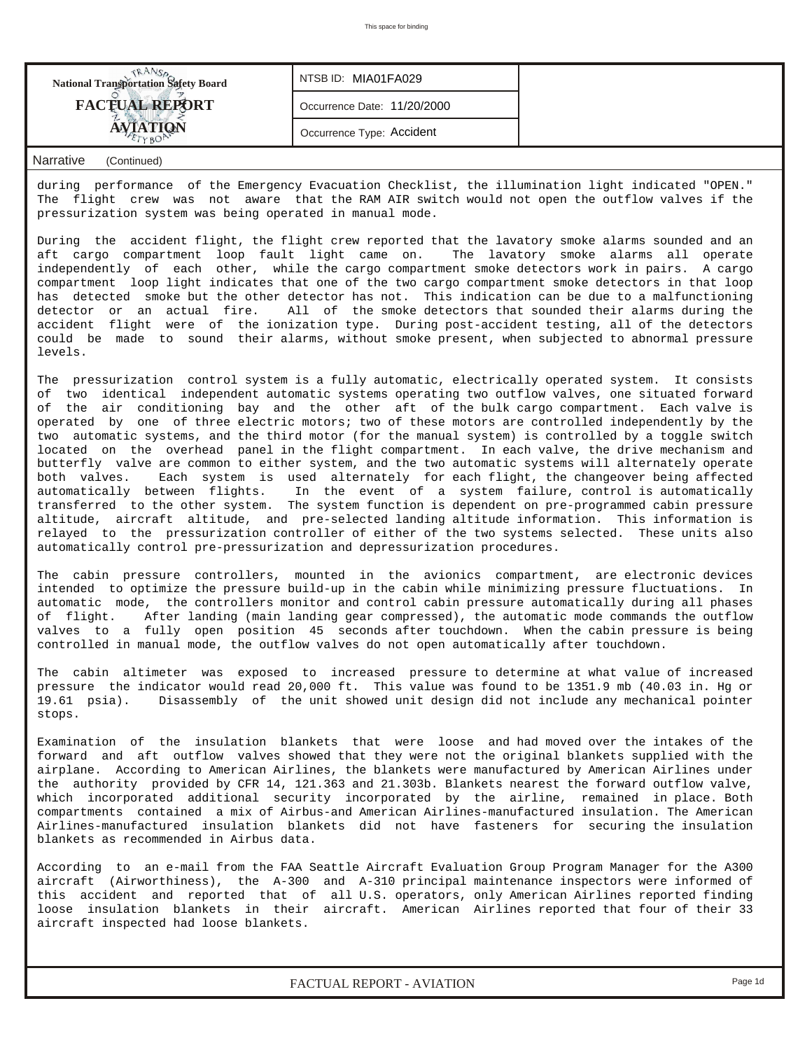**National Transportation Safety Board**

**FACTUAL REPORT**

**AVIATION**

| NTSB ID: MIA01FA029 |
|---|
| Occurrence Date: 11/20/2000 |
| Occurrence Type: Accident |

Narrative (Continued)

during performance of the Emergency Evacuation Checklist, the illumination light indicated "OPEN." The flight crew was not aware that the RAM AIR switch would not open the outflow valves if the pressurization system was being operated in manual mode.

During the accident flight, the flight crew reported that the lavatory smoke alarms sounded and an aft cargo compartment loop fault light came on. The lavatory smoke alarms all operate independently of each other, while the cargo compartment smoke detectors work in pairs. A cargo compartment loop light indicates that one of the two cargo compartment smoke detectors in that loop has detected smoke but the other detector has not. This indication can be due to a malfunctioning detector or an actual fire. All of the smoke detectors that sounded their alarms during the accident flight were of the ionization type. During post-accident testing, all of the detectors could be made to sound their alarms, without smoke present, when subjected to abnormal pressure levels.

The pressurization control system is a fully automatic, electrically operated system. It consists of two identical independent automatic systems operating two outflow valves, one situated forward of the air conditioning bay and the other aft of the bulk cargo compartment. Each valve is operated by one of three electric motors; two of these motors are controlled independently by the two automatic systems, and the third motor (for the manual system) is controlled by a toggle switch located on the overhead panel in the flight compartment. In each valve, the drive mechanism and butterfly valve are common to either system, and the two automatic systems will alternately operate both valves. Each system is used alternately for each flight, the changeover being affected automatically between flights. In the event of a system failure, control is automatically transferred to the other system. The system function is dependent on pre-programmed cabin pressure altitude, aircraft altitude, and pre-selected landing altitude information. This information is relayed to the pressurization controller of either of the two systems selected. These units also automatically control pre-pressurization and depressurization procedures.

The cabin pressure controllers, mounted in the avionics compartment, are electronic devices intended to optimize the pressure build-up in the cabin while minimizing pressure fluctuations. In automatic mode, the controllers monitor and control cabin pressure automatically during all phases of flight. After landing (main landing gear compressed), the automatic mode commands the outflow valves to a fully open position 45 seconds after touchdown. When the cabin pressure is being controlled in manual mode, the outflow valves do not open automatically after touchdown.

The cabin altimeter was exposed to increased pressure to determine at what value of increased pressure the indicator would read 20,000 ft. This value was found to be 1351.9 mb (40.03 in. Hg or 19.61 psia). Disassembly of the unit showed unit design did not include any mechanical pointer stops.

Examination of the insulation blankets that were loose and had moved over the intakes of the forward and aft outflow valves showed that they were not the original blankets supplied with the airplane. According to American Airlines, the blankets were manufactured by American Airlines under the authority provided by CFR 14, 121.363 and 21.303b. Blankets nearest the forward outflow valve, which incorporated additional security incorporated by the airline, remained in place. Both compartments contained a mix of Airbus-and American Airlines-manufactured insulation. The American Airlines-manufactured insulation blankets did not have fasteners for securing the insulation blankets as recommended in Airbus data.

According to an e-mail from the FAA Seattle Aircraft Evaluation Group Program Manager for the A300 aircraft (Airworthiness), the A-300 and A-310 principal maintenance inspectors were informed of this accident and reported that of all U.S. operators, only American Airlines reported finding loose insulation blankets in their aircraft. American Airlines reported that four of their 33 aircraft inspected had loose blankets.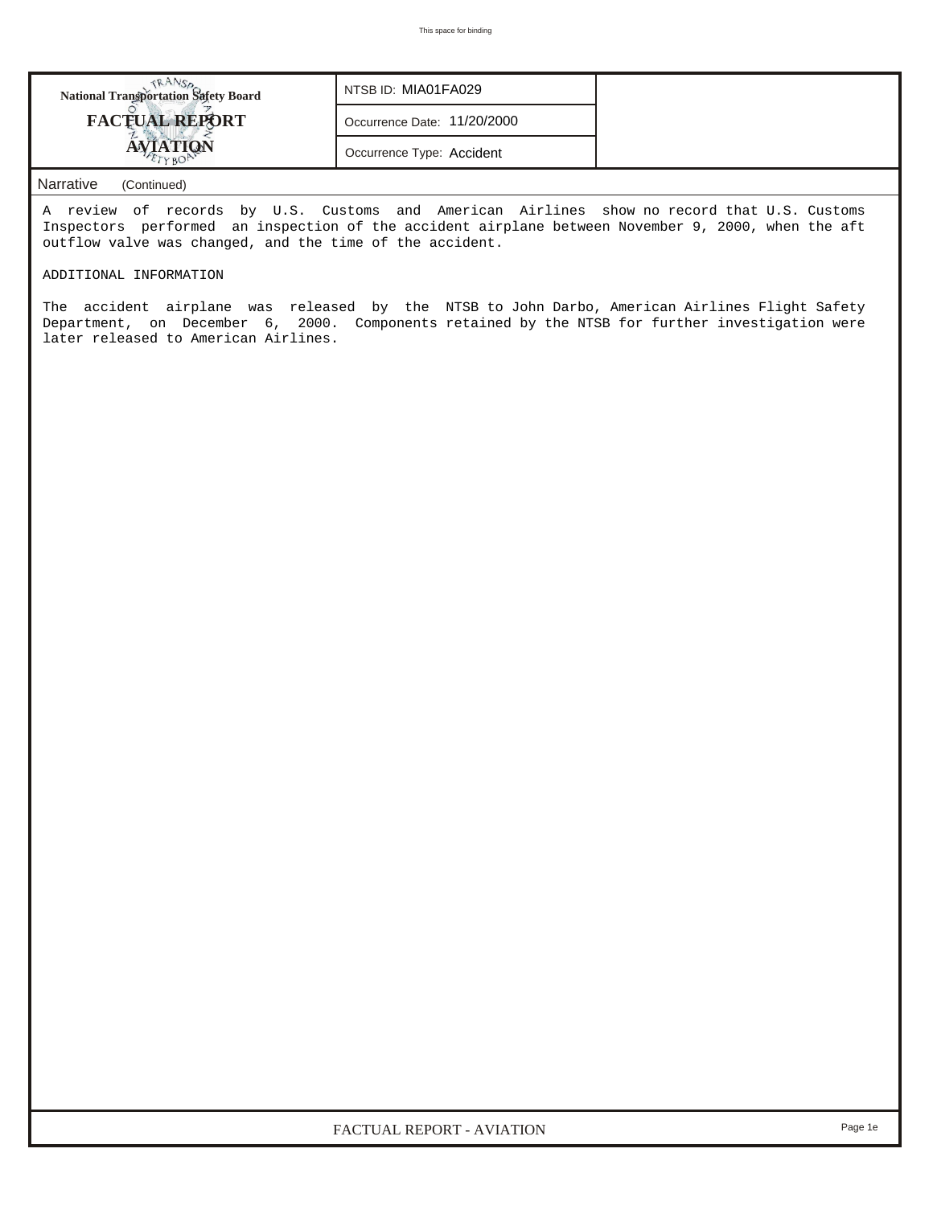**National Transportation Safety Board**
**FACTUAL REPORT**
**AVIATION**

| NTSB ID: MIA01FA029 |
|---|
| Occurrence Date: 11/20/2000 |
| Occurrence Type: Accident |

Narrative (Continued)

A review of records by U.S. Customs and American Airlines show no record that U.S. Customs Inspectors performed an inspection of the accident airplane between November 9, 2000, when the aft outflow valve was changed, and the time of the accident.

ADDITIONAL INFORMATION

The accident airplane was released by the NTSB to John Darbo, American Airlines Flight Safety Department, on December 6, 2000. Components retained by the NTSB for further investigation were later released to American Airlines.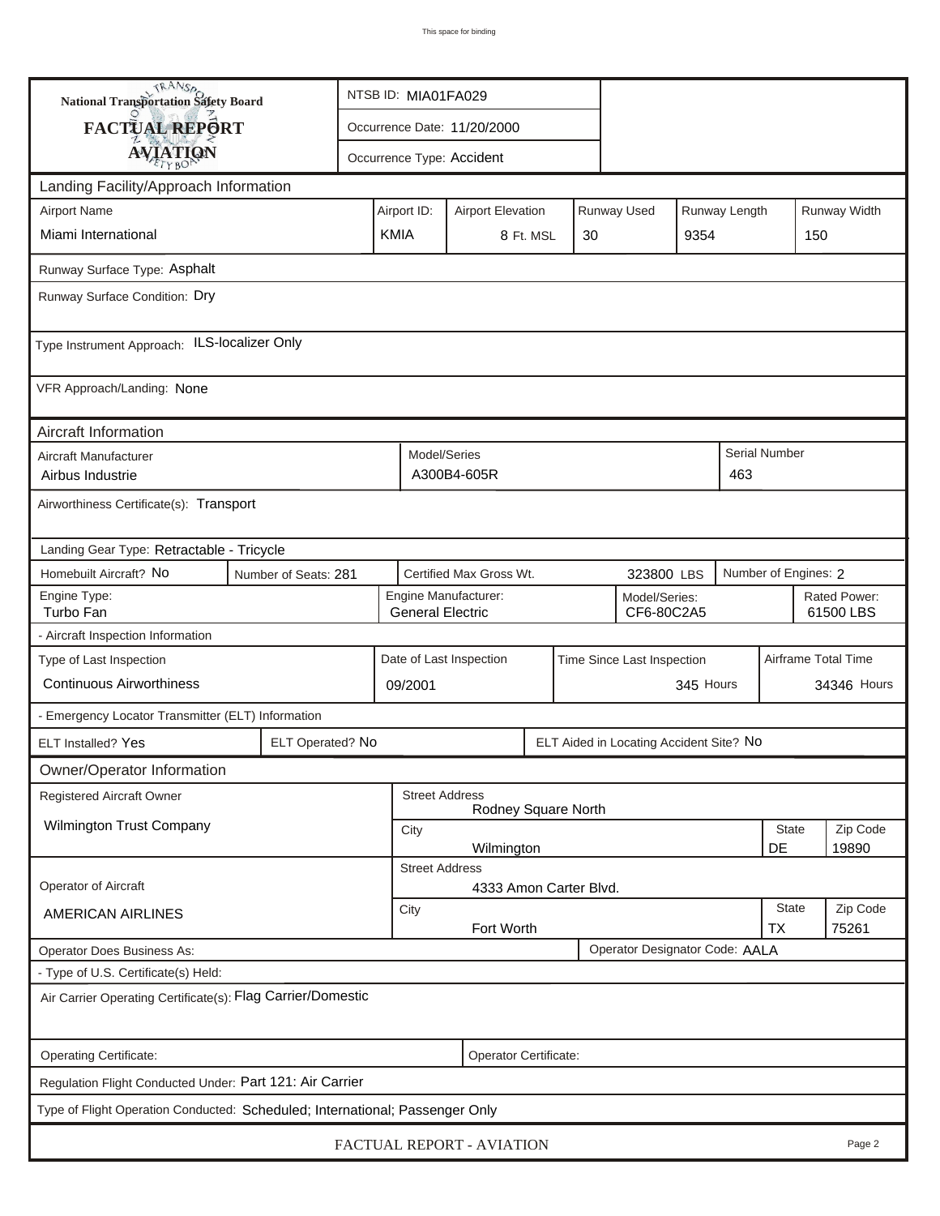**National Transportation Safety Board**

**FACTUAL REPORT**

**AVIATION**

NTSB ID: MIA01FA029

Occurrence Date: 11/20/2000

Occurrence Type: Accident

## Landing Facility/Approach Information

| Airport Name | Airport ID: | Airport Elevation | Runway Used | Runway Length | Runway Width |
|---|---|---|---|---|---|
| Miami International | KMIA | 8 Ft. MSL | 30 | 9354 | 150 |

Runway Surface Type: Asphalt

Runway Surface Condition: Dry

Type Instrument Approach: ILS-localizer Only

VFR Approach/Landing: None

## Aircraft Information

| Aircraft Manufacturer | Model/Series | Serial Number |
|---|---|---|
| Airbus Industrie | A300B4-605R | 463 |

Airworthiness Certificate(s): Transport

Landing Gear Type: Retractable - Tricycle

| Homebuilt Aircraft? | Number of Seats: | Certified Max Gross Wt. | Number of Engines: |
|---|---|---|---|
| No | 281 | 323800 LBS | 2 |

| Engine Type: | Engine Manufacturer: | Model/Series: | Rated Power: |
|---|---|---|---|
| Turbo Fan | General Electric | CF6-80C2A5 | 61500 LBS |

- Aircraft Inspection Information

| Type of Last Inspection | Date of Last Inspection | Time Since Last Inspection | Airframe Total Time |
|---|---|---|---|
| Continuous Airworthiness | 09/2001 | 345 Hours | 34346 Hours |

- Emergency Locator Transmitter (ELT) Information

| ELT Installed? | ELT Operated? | ELT Aided in Locating Accident Site? |
|---|---|---|
| Yes | No | No |

## Owner/Operator Information

| Registered Aircraft Owner | Street Address | City | State | Zip Code |
|---|---|---|---|---|
| Wilmington Trust Company | Rodney Square North | Wilmington | DE | 19890 |

| Operator of Aircraft | Street Address | City | State | Zip Code |
|---|---|---|---|---|
| AMERICAN AIRLINES | 4333 Amon Carter Blvd. | Fort Worth | TX | 75261 |

Operator Does Business As:

Operator Designator Code: AALA

- Type of U.S. Certificate(s) Held:

Air Carrier Operating Certificate(s): Flag Carrier/Domestic

Operating Certificate:

Operator Certificate:

Regulation Flight Conducted Under: Part 121: Air Carrier

Type of Flight Operation Conducted: Scheduled; International; Passenger Only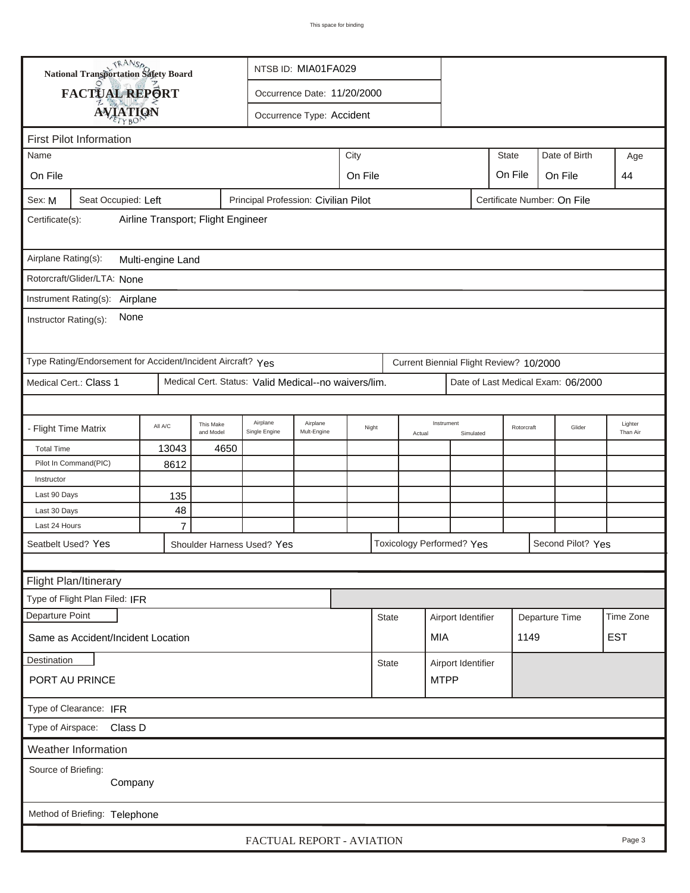This space for binding

**National Transportation Safety Board**

**FACTUAL REPORT**

**AVIATION**

NTSB ID: MIA01FA029

Occurrence Date: 11/20/2000

Occurrence Type: Accident

## First Pilot Information

| Name | City | State | Date of Birth | Age |
|---|---|---|---|---|
| On File | On File | On File | On File | 44 |

Sex: M | Seat Occupied: Left | Principal Profession: Civilian Pilot | Certificate Number: On File

Certificate(s): Airline Transport; Flight Engineer

Airplane Rating(s): Multi-engine Land

Rotorcraft/Glider/LTA: None

Instrument Rating(s): Airplane

Instructor Rating(s): None

Type Rating/Endorsement for Accident/Incident Aircraft? Yes | Current Biennial Flight Review? 10/2000

Medical Cert.: Class 1 | Medical Cert. Status: Valid Medical--no waivers/lim. | Date of Last Medical Exam: 06/2000

| - Flight Time Matrix | All A/C | This Make and Model | Airplane Single Engine | Airplane Mult-Engine | Night | Instrument Actual | Instrument Simulated | Rotorcraft | Glider | Lighter Than Air |
|---|---|---|---|---|---|---|---|---|---|---|
| Total Time | 13043 | 4650 | | | | | | | | |
| Pilot In Command(PIC) | 8612 | | | | | | | | | |
| Instructor | | | | | | | | | | |
| Last 90 Days | 135 | | | | | | | | | |
| Last 30 Days | 48 | | | | | | | | | |
| Last 24 Hours | 7 | | | | | | | | | |

Seatbelt Used? Yes | Shoulder Harness Used? Yes | Toxicology Performed? Yes | Second Pilot? Yes

## Flight Plan/Itinerary

Type of Flight Plan Filed: IFR

| Departure Point | State | Airport Identifier | Departure Time | Time Zone |
|---|---|---|---|---|
| Same as Accident/Incident Location | | MIA | 1149 | EST |

| Destination | State | Airport Identifier |
|---|---|---|
| PORT AU PRINCE | | MTPP |

Type of Clearance: IFR

Type of Airspace: Class D

## Weather Information

Source of Briefing: Company

Method of Briefing: Telephone

FACTUAL REPORT - AVIATION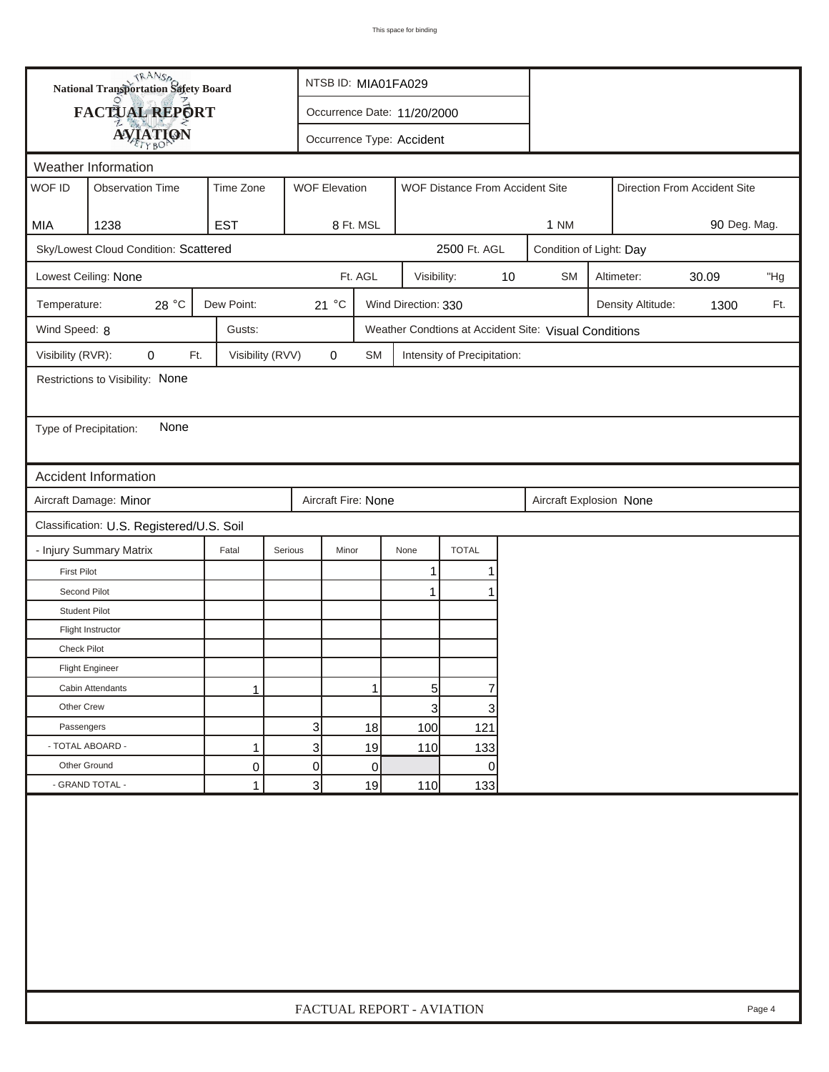**National Transportation Safety Board**
**FACTUAL REPORT**
**AVIATION**

NTSB ID: MIA01FA029

Occurrence Date: 11/20/2000

Occurrence Type: Accident

## Weather Information

| WOF ID | Observation Time | Time Zone | WOF Elevation | WOF Distance From Accident Site | Direction From Accident Site |
|---|---|---|---|---|---|
| MIA | 1238 | EST | 8 Ft. MSL | 1 NM | 90 Deg. Mag. |

Sky/Lowest Cloud Condition: Scattered 2500 Ft. AGL

Condition of Light: Day

Lowest Ceiling: None Ft. AGL

Visibility: 10 SM

Altimeter: 30.09 "Hg

Temperature: 28 °C

Dew Point: 21 °C

Wind Direction: 330

Density Altitude: 1300 Ft.

Wind Speed: 8

Gusts:

Weather Condtions at Accident Site: Visual Conditions

Visibility (RVR): 0 Ft.

Visibility (RVV) 0 SM

Intensity of Precipitation:

Restrictions to Visibility: None

Type of Precipitation: None

## Accident Information

Aircraft Damage: Minor

Aircraft Fire: None

Aircraft Explosion None

Classification: U.S. Registered/U.S. Soil

| - Injury Summary Matrix | Fatal | Serious | Minor | None | TOTAL |
|---|---|---|---|---|---|
| First Pilot | | | | 1 | 1 |
| Second Pilot | | | | 1 | 1 |
| Student Pilot | | | | | |
| Flight Instructor | | | | | |
| Check Pilot | | | | | |
| Flight Engineer | | | | | |
| Cabin Attendants | 1 | | 1 | 5 | 7 |
| Other Crew | | | | 3 | 3 |
| Passengers | | 3 | 18 | 100 | 121 |
| - TOTAL ABOARD - | 1 | 3 | 19 | 110 | 133 |
| Other Ground | 0 | 0 | 0 | | 0 |
| - GRAND TOTAL - | 1 | 3 | 19 | 110 | 133 |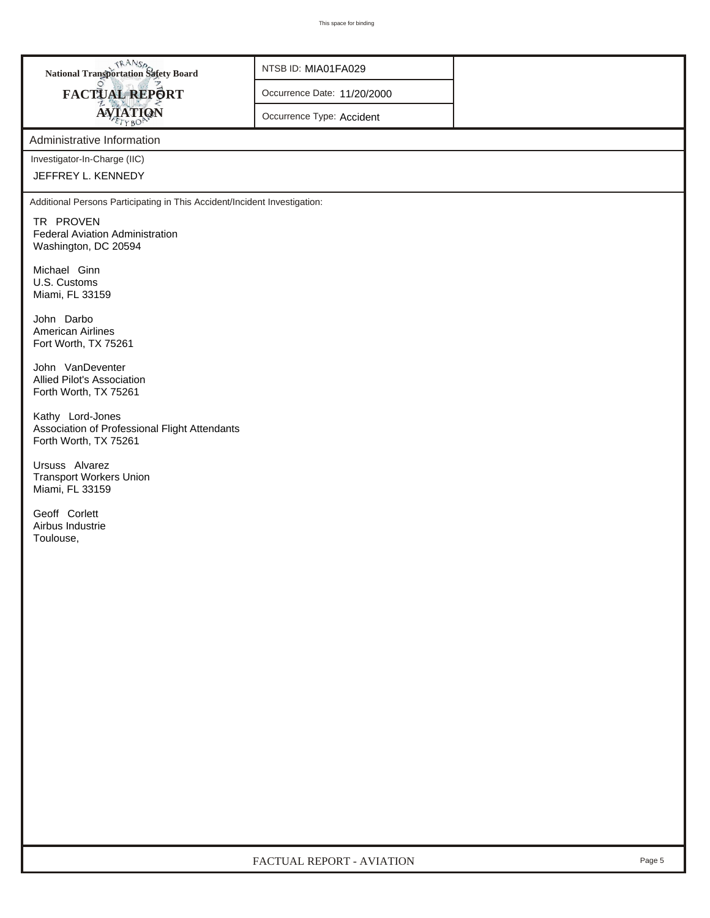**National Transportation Safety Board**

**FACTUAL REPORT**

**AVIATION**

| | |
|---|---|
| NTSB ID: MIA01FA029 | |
| Occurrence Date: 11/20/2000 | |
| Occurrence Type: Accident | |

## Administrative Information

Investigator-In-Charge (IIC)

JEFFREY L. KENNEDY

Additional Persons Participating in This Accident/Incident Investigation:

TR PROVEN
Federal Aviation Administration
Washington, DC 20594

Michael Ginn
U.S. Customs
Miami, FL 33159

John Darbo
American Airlines
Fort Worth, TX 75261

John VanDeventer
Allied Pilot's Association
Forth Worth, TX 75261

Kathy Lord-Jones
Association of Professional Flight Attendants
Forth Worth, TX 75261

Ursuss Alvarez
Transport Workers Union
Miami, FL 33159

Geoff Corlett
Airbus Industrie
Toulouse,